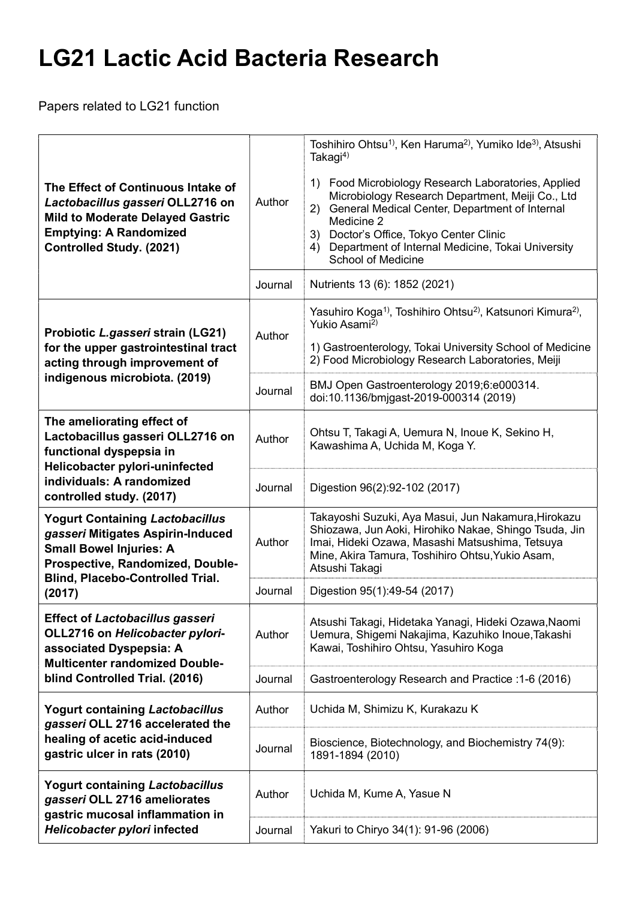# LG21 Lactic Acid Bacteria Research

Papers related to LG21 function

| Title | | |
|---|---|---|
| **The Effect of Continuous Intake of *Lactobacillus gasseri* OLL2716 on Mild to Moderate Delayed Gastric Emptying: A Randomized Controlled Study. (2021)** | Author | Toshihiro Ohtsu[1], Ken Haruma[2], Yumiko Ide[3], Atsushi Takagi[4]<br><br>1) Food Microbiology Research Laboratories, Applied Microbiology Research Department, Meiji Co., Ltd<br>2) General Medical Center, Department of Internal Medicine 2<br>3) Doctor's Office, Tokyo Center Clinic<br>4) Department of Internal Medicine, Tokai University School of Medicine |
| | Journal | Nutrients 13 (6): 1852 (2021) |
| **Probiotic *L.gasseri* strain (LG21) for the upper gastrointestinal tract acting through improvement of indigenous microbiota. (2019)** | Author | Yasuhiro Koga[1], Toshihiro Ohtsu[2], Katsunori Kimura[2], Yukio Asami[2]<br><br>1) Gastroenterology, Tokai University School of Medicine<br>2) Food Microbiology Research Laboratories, Meiji |
| | Journal | BMJ Open Gastroenterology 2019;6:e000314. doi:10.1136/bmjgast-2019-000314 (2019) |
| **The ameliorating effect of Lactobacillus gasseri OLL2716 on functional dyspepsia in Helicobacter pylori-uninfected individuals: A randomized controlled study. (2017)** | Author | Ohtsu T, Takagi A, Uemura N, Inoue K, Sekino H, Kawashima A, Uchida M, Koga Y. |
| | Journal | Digestion 96(2):92-102 (2017) |
| **Yogurt Containing *Lactobacillus gasseri* Mitigates Aspirin-Induced Small Bowel Injuries: A Prospective, Randomized, Double-Blind, Placebo-Controlled Trial. (2017)** | Author | Takayoshi Suzuki, Aya Masui, Jun Nakamura,Hirokazu Shiozawa, Jun Aoki, Hirohiko Nakae, Shingo Tsuda, Jin Imai, Hideki Ozawa, Masashi Matsushima, Tetsuya Mine, Akira Tamura, Toshihiro Ohtsu,Yukio Asam, Atsushi Takagi |
| | Journal | Digestion 95(1):49-54 (2017) |
| **Effect of *Lactobacillus gasseri* OLL2716 on *Helicobacter pylori*-associated Dyspepsia: A Multicenter randomized Double-blind Controlled Trial. (2016)** | Author | Atsushi Takagi, Hidetaka Yanagi, Hideki Ozawa,Naomi Uemura, Shigemi Nakajima, Kazuhiko Inoue,Takashi Kawai, Toshihiro Ohtsu, Yasuhiro Koga |
| | Journal | Gastroenterology Research and Practice :1-6 (2016) |
| **Yogurt containing *Lactobacillus gasseri* OLL 2716 accelerated the healing of acetic acid-induced gastric ulcer in rats (2010)** | Author | Uchida M, Shimizu K, Kurakazu K |
| | Journal | Bioscience, Biotechnology, and Biochemistry 74(9): 1891-1894 (2010) |
| **Yogurt containing *Lactobacillus gasseri* OLL 2716 ameliorates gastric mucosal inflammation in *Helicobacter pylori* infected** | Author | Uchida M, Kume A, Yasue N |
| | Journal | Yakuri to Chiryo 34(1): 91-96 (2006) |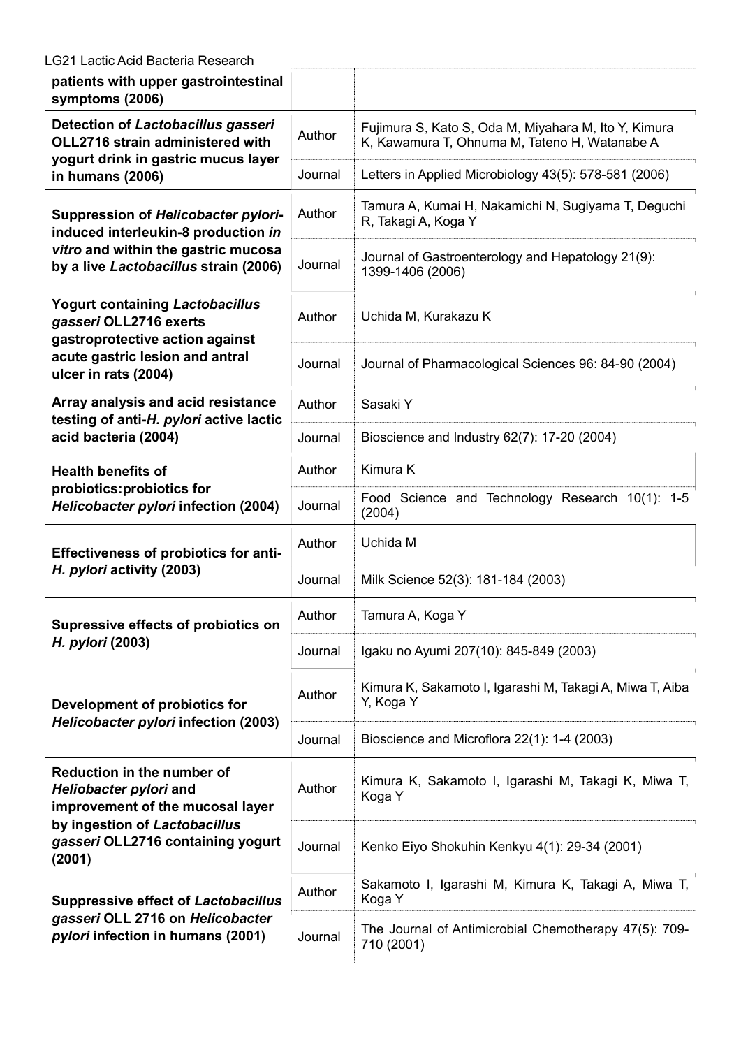| | | |
|---|---|---|
| **patients with upper gastrointestinal symptoms (2006)** | | |
| **Detection of *Lactobacillus gasseri* OLL2716 strain administered with yogurt drink in gastric mucus layer in humans (2006)** | Author | Fujimura S, Kato S, Oda M, Miyahara M, Ito Y, Kimura K, Kawamura T, Ohnuma M, Tateno H, Watanabe A |
| | Journal | Letters in Applied Microbiology 43(5): 578-581 (2006) |
| **Suppression of *Helicobacter pylori*-induced interleukin-8 production *in vitro* and within the gastric mucosa by a live *Lactobacillus* strain (2006)** | Author | Tamura A, Kumai H, Nakamichi N, Sugiyama T, Deguchi R, Takagi A, Koga Y |
| | Journal | Journal of Gastroenterology and Hepatology 21(9): 1399-1406 (2006) |
| **Yogurt containing *Lactobacillus gasseri* OLL2716 exerts gastroprotective action against acute gastric lesion and antral ulcer in rats (2004)** | Author | Uchida M, Kurakazu K |
| | Journal | Journal of Pharmacological Sciences 96: 84-90 (2004) |
| **Array analysis and acid resistance testing of anti-*H. pylori* active lactic acid bacteria (2004)** | Author | Sasaki Y |
| | Journal | Bioscience and Industry 62(7): 17-20 (2004) |
| **Health benefits of probiotics:probiotics for *Helicobacter pylori* infection (2004)** | Author | Kimura K |
| | Journal | Food Science and Technology Research 10(1): 1-5 (2004) |
| **Effectiveness of probiotics for anti-*H. pylori* activity (2003)** | Author | Uchida M |
| | Journal | Milk Science 52(3): 181-184 (2003) |
| **Supressive effects of probiotics on *H. pylori* (2003)** | Author | Tamura A, Koga Y |
| | Journal | Igaku no Ayumi 207(10): 845-849 (2003) |
| **Development of probiotics for *Helicobacter pylori* infection (2003)** | Author | Kimura K, Sakamoto I, Igarashi M, Takagi A, Miwa T, Aiba Y, Koga Y |
| | Journal | Bioscience and Microflora 22(1): 1-4 (2003) |
| **Reduction in the number of *Heliobacter pylori* and improvement of the mucosal layer by ingestion of *Lactobacillus gasseri* OLL2716 containing yogurt (2001)** | Author | Kimura K, Sakamoto I, Igarashi M, Takagi K, Miwa T, Koga Y |
| | Journal | Kenko Eiyo Shokuhin Kenkyu 4(1): 29-34 (2001) |
| **Suppressive effect of *Lactobacillus gasseri* OLL 2716 on *Helicobacter pylori* infection in humans (2001)** | Author | Sakamoto I, Igarashi M, Kimura K, Takagi A, Miwa T, Koga Y |
| | Journal | The Journal of Antimicrobial Chemotherapy 47(5): 709-710 (2001) |